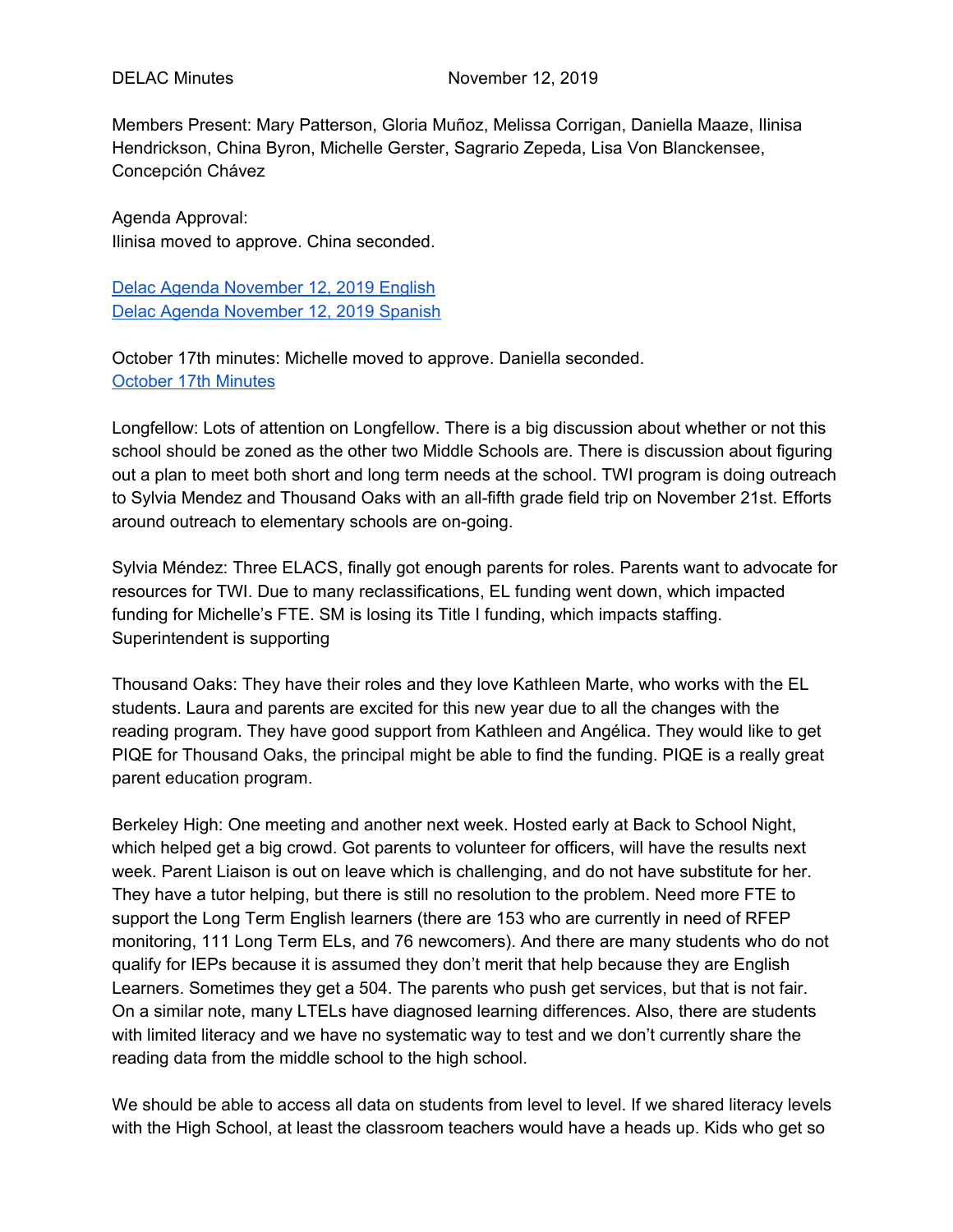DELAC Minutes November 12, 2019

Members Present: Mary Patterson, Gloria Muñoz, Melissa Corrigan, Daniella Maaze, Ilinisa Hendrickson, China Byron, Michelle Gerster, Sagrario Zepeda, Lisa Von Blanckensee, Concepción Chávez

Agenda Approval:
Ilinisa moved to approve. China seconded.

[Delac Agenda November 12, 2019 English]()
[Delac Agenda November 12, 2019 Spanish]()

October 17th minutes: Michelle moved to approve. Daniella seconded.
[October 17th Minutes]()

Longfellow: Lots of attention on Longfellow. There is a big discussion about whether or not this school should be zoned as the other two Middle Schools are. There is discussion about figuring out a plan to meet both short and long term needs at the school. TWI program is doing outreach to Sylvia Mendez and Thousand Oaks with an all-fifth grade field trip on November 21st. Efforts around outreach to elementary schools are on-going.

Sylvia Méndez: Three ELACS, finally got enough parents for roles. Parents want to advocate for resources for TWI. Due to many reclassifications, EL funding went down, which impacted funding for Michelle's FTE. SM is losing its Title I funding, which impacts staffing. Superintendent is supporting

Thousand Oaks: They have their roles and they love Kathleen Marte, who works with the EL students. Laura and parents are excited for this new year due to all the changes with the reading program. They have good support from Kathleen and Angélica. They would like to get PIQE for Thousand Oaks, the principal might be able to find the funding. PIQE is a really great parent education program.

Berkeley High: One meeting and another next week. Hosted early at Back to School Night, which helped get a big crowd. Got parents to volunteer for officers, will have the results next week. Parent Liaison is out on leave which is challenging, and do not have substitute for her. They have a tutor helping, but there is still no resolution to the problem. Need more FTE to support the Long Term English learners (there are 153 who are currently in need of RFEP monitoring, 111 Long Term ELs, and 76 newcomers). And there are many students who do not qualify for IEPs because it is assumed they don't merit that help because they are English Learners. Sometimes they get a 504. The parents who push get services, but that is not fair. On a similar note, many LTELs have diagnosed learning differences. Also, there are students with limited literacy and we have no systematic way to test and we don't currently share the reading data from the middle school to the high school.

We should be able to access all data on students from level to level. If we shared literacy levels with the High School, at least the classroom teachers would have a heads up. Kids who get so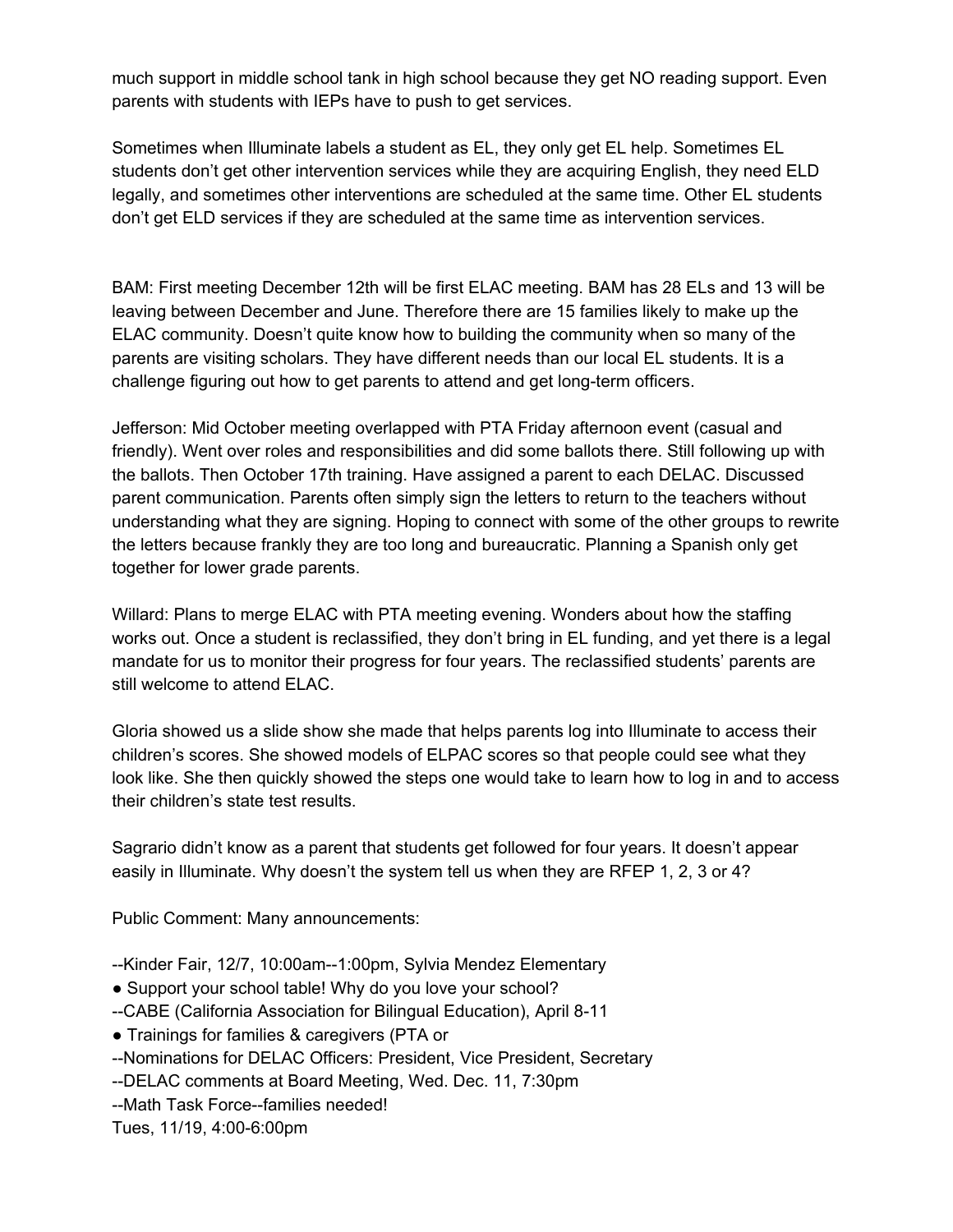much support in middle school tank in high school because they get NO reading support. Even parents with students with IEPs have to push to get services.

Sometimes when Illuminate labels a student as EL, they only get EL help. Sometimes EL students don't get other intervention services while they are acquiring English, they need ELD legally, and sometimes other interventions are scheduled at the same time. Other EL students don't get ELD services if they are scheduled at the same time as intervention services.

BAM: First meeting December 12th will be first ELAC meeting. BAM has 28 ELs and 13 will be leaving between December and June. Therefore there are 15 families likely to make up the ELAC community. Doesn't quite know how to building the community when so many of the parents are visiting scholars. They have different needs than our local EL students. It is a challenge figuring out how to get parents to attend and get long-term officers.

Jefferson: Mid October meeting overlapped with PTA Friday afternoon event (casual and friendly). Went over roles and responsibilities and did some ballots there. Still following up with the ballots. Then October 17th training. Have assigned a parent to each DELAC. Discussed parent communication. Parents often simply sign the letters to return to the teachers without understanding what they are signing. Hoping to connect with some of the other groups to rewrite the letters because frankly they are too long and bureaucratic. Planning a Spanish only get together for lower grade parents.

Willard: Plans to merge ELAC with PTA meeting evening. Wonders about how the staffing works out. Once a student is reclassified, they don't bring in EL funding, and yet there is a legal mandate for us to monitor their progress for four years. The reclassified students' parents are still welcome to attend ELAC.

Gloria showed us a slide show she made that helps parents log into Illuminate to access their children's scores. She showed models of ELPAC scores so that people could see what they look like. She then quickly showed the steps one would take to learn how to log in and to access their children's state test results.

Sagrario didn't know as a parent that students get followed for four years. It doesn't appear easily in Illuminate. Why doesn't the system tell us when they are RFEP 1, 2, 3 or 4?

Public Comment: Many announcements:

--Kinder Fair, 12/7, 10:00am--1:00pm, Sylvia Mendez Elementary
- Support your school table! Why do you love your school?

--CABE (California Association for Bilingual Education), April 8-11
- Trainings for families & caregivers (PTA or

--Nominations for DELAC Officers: President, Vice President, Secretary
--DELAC comments at Board Meeting, Wed. Dec. 11, 7:30pm
--Math Task Force--families needed!
Tues, 11/19, 4:00-6:00pm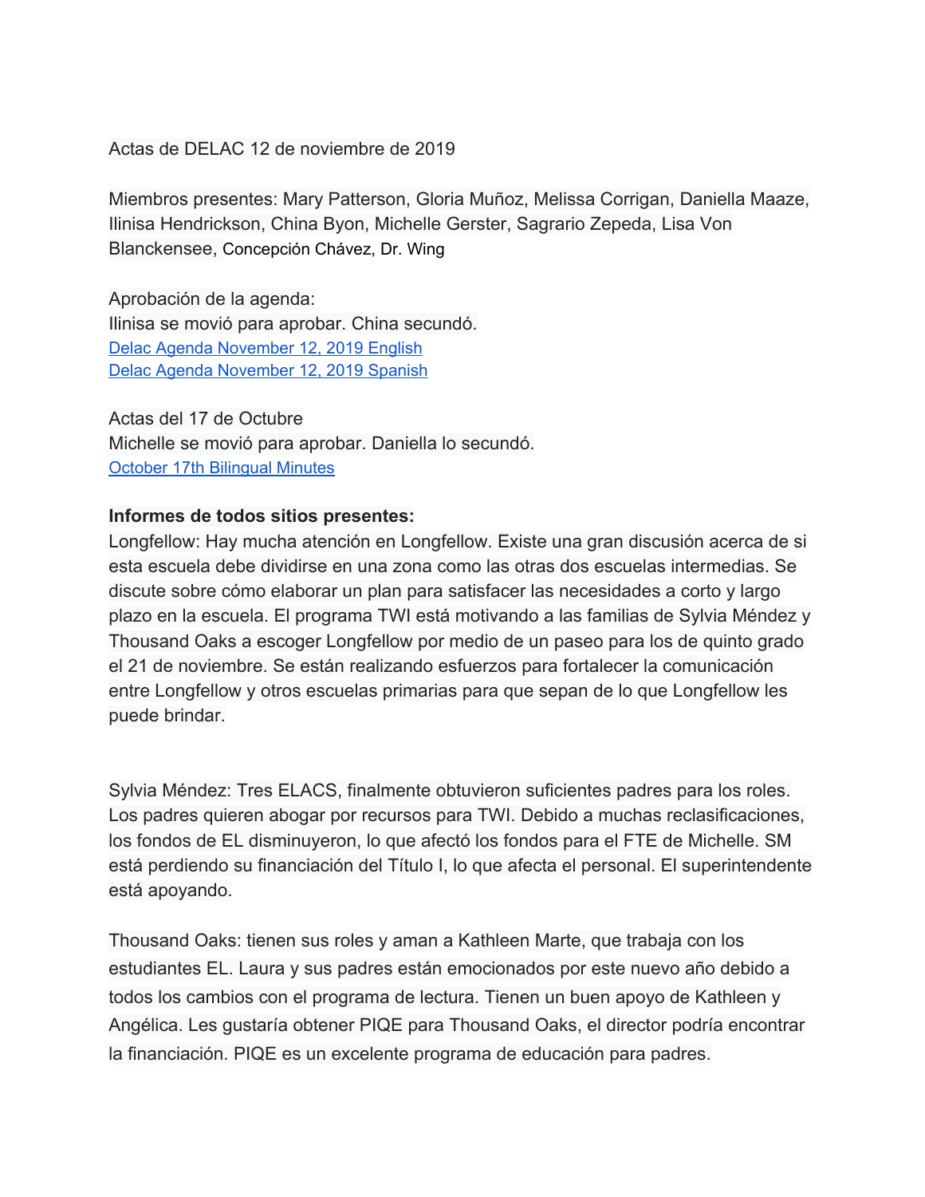Actas de DELAC 12 de noviembre de 2019

Miembros presentes: Mary Patterson, Gloria Muñoz, Melissa Corrigan, Daniella Maaze, Ilinisa Hendrickson, China Byon, Michelle Gerster, Sagrario Zepeda, Lisa Von Blanckensee, Concepción Chávez, Dr. Wing

Aprobación de la agenda:
Ilinisa se movió para aprobar. China secundó.
[Delac Agenda November 12, 2019 English]
[Delac Agenda November 12, 2019 Spanish]

Actas del 17 de Octubre
Michelle se movió para aprobar. Daniella lo secundó.
[October 17th Bilingual Minutes]

**Informes de todos sitios presentes:**
Longfellow: Hay mucha atención en Longfellow. Existe una gran discusión acerca de si esta escuela debe dividirse en una zona como las otras dos escuelas intermedias. Se discute sobre cómo elaborar un plan para satisfacer las necesidades a corto y largo plazo en la escuela. El programa TWI está motivando a las familias de Sylvia Méndez y Thousand Oaks a escoger Longfellow por medio de un paseo para los de quinto grado el 21 de noviembre. Se están realizando esfuerzos para fortalecer la comunicación entre Longfellow y otros escuelas primarias para que sepan de lo que Longfellow les puede brindar.

Sylvia Méndez: Tres ELACS, finalmente obtuvieron suficientes padres para los roles. Los padres quieren abogar por recursos para TWI. Debido a muchas reclasificaciones, los fondos de EL disminuyeron, lo que afectó los fondos para el FTE de Michelle. SM está perdiendo su financiación del Título I, lo que afecta el personal. El superintendente está apoyando.

Thousand Oaks: tienen sus roles y aman a Kathleen Marte, que trabaja con los estudiantes EL. Laura y sus padres están emocionados por este nuevo año debido a todos los cambios con el programa de lectura. Tienen un buen apoyo de Kathleen y Angélica. Les gustaría obtener PIQE para Thousand Oaks, el director podría encontrar la financiación. PIQE es un excelente programa de educación para padres.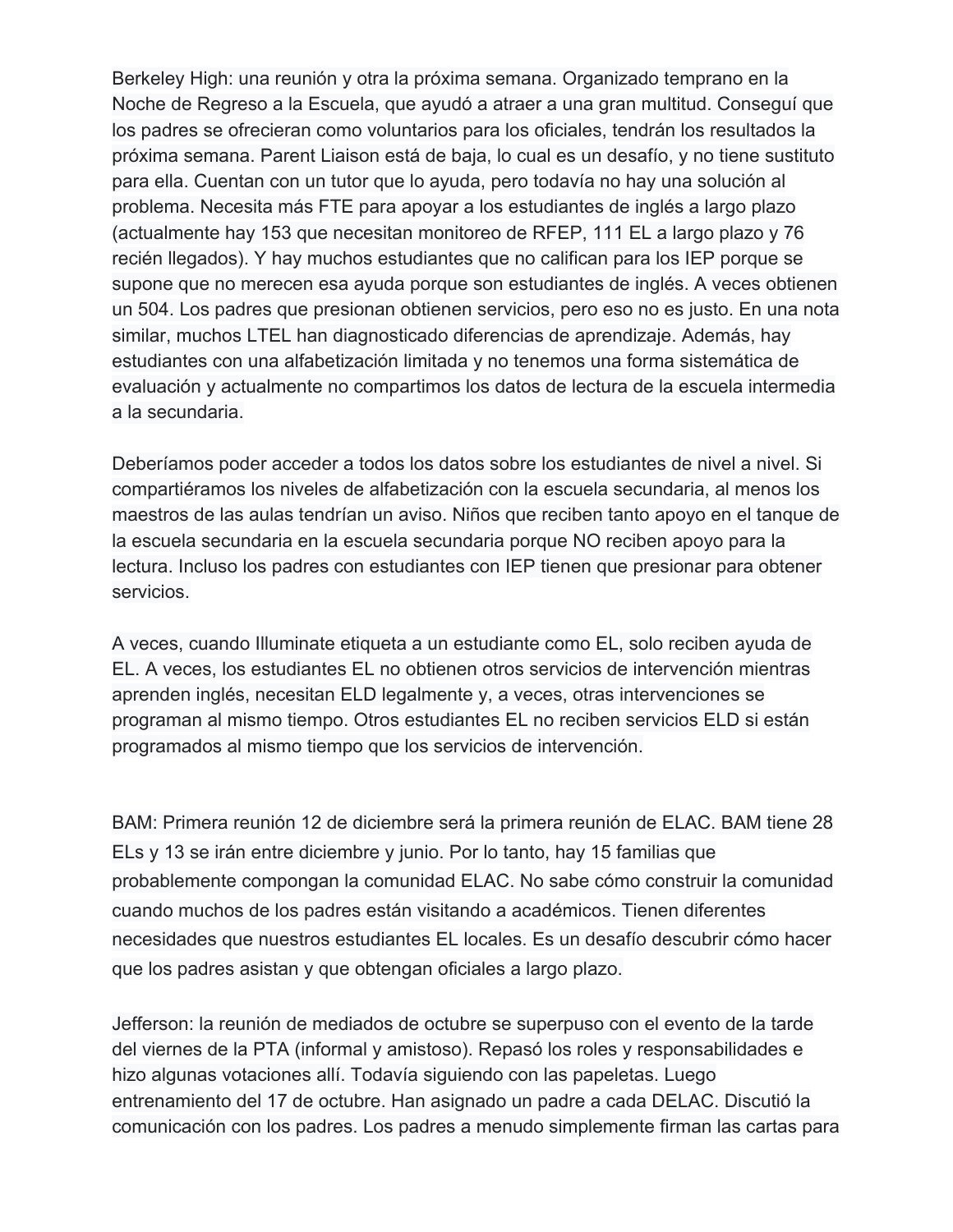Berkeley High: una reunión y otra la próxima semana. Organizado temprano en la Noche de Regreso a la Escuela, que ayudó a atraer a una gran multitud. Conseguí que los padres se ofrecieran como voluntarios para los oficiales, tendrán los resultados la próxima semana. Parent Liaison está de baja, lo cual es un desafío, y no tiene sustituto para ella. Cuentan con un tutor que lo ayuda, pero todavía no hay una solución al problema. Necesita más FTE para apoyar a los estudiantes de inglés a largo plazo (actualmente hay 153 que necesitan monitoreo de RFEP, 111 EL a largo plazo y 76 recién llegados). Y hay muchos estudiantes que no califican para los IEP porque se supone que no merecen esa ayuda porque son estudiantes de inglés. A veces obtienen un 504. Los padres que presionan obtienen servicios, pero eso no es justo. En una nota similar, muchos LTEL han diagnosticado diferencias de aprendizaje. Además, hay estudiantes con una alfabetización limitada y no tenemos una forma sistemática de evaluación y actualmente no compartimos los datos de lectura de la escuela intermedia a la secundaria.

Deberíamos poder acceder a todos los datos sobre los estudiantes de nivel a nivel. Si compartiéramos los niveles de alfabetización con la escuela secundaria, al menos los maestros de las aulas tendrían un aviso. Niños que reciben tanto apoyo en el tanque de la escuela secundaria en la escuela secundaria porque NO reciben apoyo para la lectura. Incluso los padres con estudiantes con IEP tienen que presionar para obtener servicios.

A veces, cuando Illuminate etiqueta a un estudiante como EL, solo reciben ayuda de EL. A veces, los estudiantes EL no obtienen otros servicios de intervención mientras aprenden inglés, necesitan ELD legalmente y, a veces, otras intervenciones se programan al mismo tiempo. Otros estudiantes EL no reciben servicios ELD si están programados al mismo tiempo que los servicios de intervención.

BAM: Primera reunión 12 de diciembre será la primera reunión de ELAC. BAM tiene 28 ELs y 13 se irán entre diciembre y junio. Por lo tanto, hay 15 familias que probablemente compongan la comunidad ELAC. No sabe cómo construir la comunidad cuando muchos de los padres están visitando a académicos. Tienen diferentes necesidades que nuestros estudiantes EL locales. Es un desafío descubrir cómo hacer que los padres asistan y que obtengan oficiales a largo plazo.

Jefferson: la reunión de mediados de octubre se superpuso con el evento de la tarde del viernes de la PTA (informal y amistoso). Repasó los roles y responsabilidades e hizo algunas votaciones allí. Todavía siguiendo con las papeletas. Luego entrenamiento del 17 de octubre. Han asignado un padre a cada DELAC. Discutió la comunicación con los padres. Los padres a menudo simplemente firman las cartas para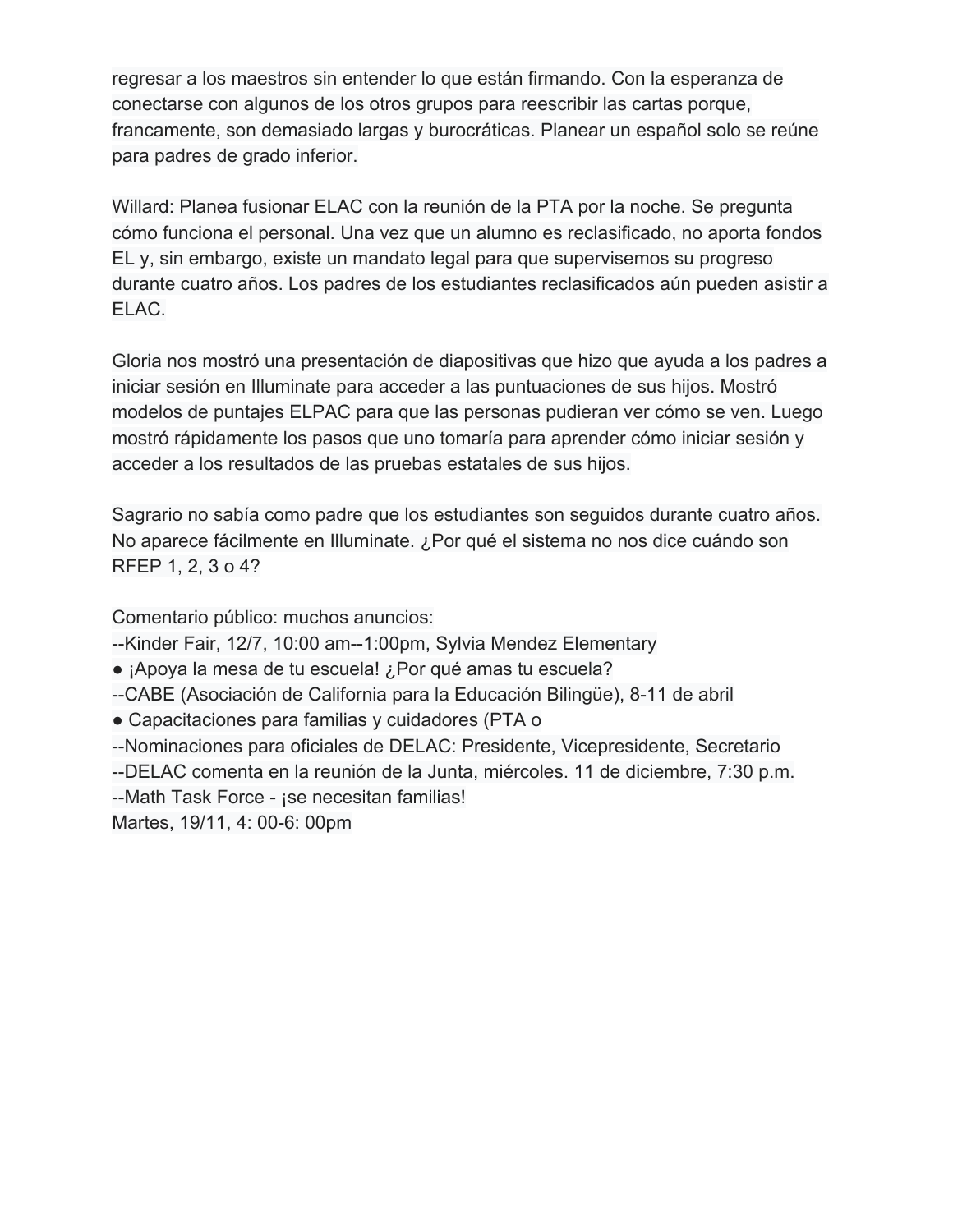regresar a los maestros sin entender lo que están firmando. Con la esperanza de conectarse con algunos de los otros grupos para reescribir las cartas porque, francamente, son demasiado largas y burocráticas. Planear un español solo se reúne para padres de grado inferior.

Willard: Planea fusionar ELAC con la reunión de la PTA por la noche. Se pregunta cómo funciona el personal. Una vez que un alumno es reclasificado, no aporta fondos EL y, sin embargo, existe un mandato legal para que supervisemos su progreso durante cuatro años. Los padres de los estudiantes reclasificados aún pueden asistir a ELAC.

Gloria nos mostró una presentación de diapositivas que hizo que ayuda a los padres a iniciar sesión en Illuminate para acceder a las puntuaciones de sus hijos. Mostró modelos de puntajes ELPAC para que las personas pudieran ver cómo se ven. Luego mostró rápidamente los pasos que uno tomaría para aprender cómo iniciar sesión y acceder a los resultados de las pruebas estatales de sus hijos.

Sagrario no sabía como padre que los estudiantes son seguidos durante cuatro años. No aparece fácilmente en Illuminate. ¿Por qué el sistema no nos dice cuándo son RFEP 1, 2, 3 o 4?

Comentario público: muchos anuncios:
--Kinder Fair, 12/7, 10:00 am--1:00pm, Sylvia Mendez Elementary
- ¡Apoya la mesa de tu escuela! ¿Por qué amas tu escuela?

--CABE (Asociación de California para la Educación Bilingüe), 8-11 de abril
- Capacitaciones para familias y cuidadores (PTA o

--Nominaciones para oficiales de DELAC: Presidente, Vicepresidente, Secretario
--DELAC comenta en la reunión de la Junta, miércoles. 11 de diciembre, 7:30 p.m.
--Math Task Force - ¡se necesitan familias!
Martes, 19/11, 4: 00-6: 00pm